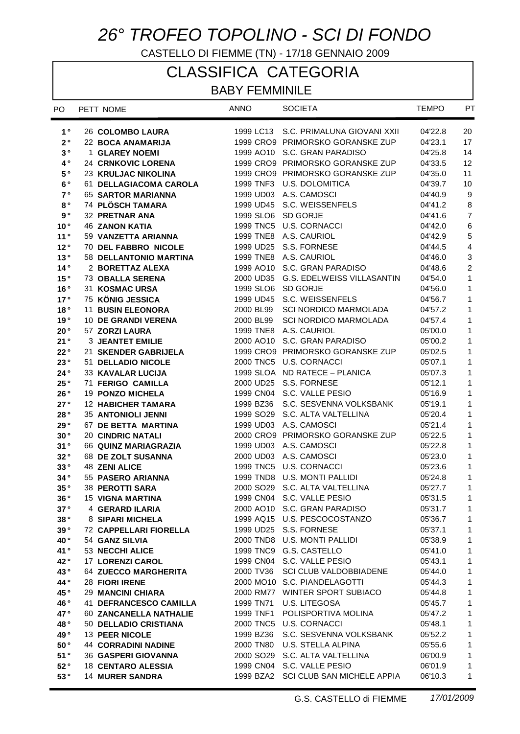# *26° TROFEO TOPOLINO - SCI DI FONDO*

CASTELLO DI FIEMME (TN) - 17/18 GENNAIO 2009

## CLASSIFICA CATEGORIA

### BABY FEMMINILE

| PO | PETT | NOME | ANNO | | SOCIETA | TEMPO | PT |
|---|---|---|---|---|---|---|---|
| 1° | 26 | **COLOMBO LAURA** | 1999 | LC13 | S.C. PRIMALUNA GIOVANI XXII | 04'22.8 | 20 |
| 2° | 22 | **BOCA ANAMARIJA** | 1999 | CRO9 | PRIMORSKO GORANSKE ZUP | 04'23.1 | 17 |
| 3° | 1 | **GLAREY NOEMI** | 1999 | AO10 | S.C. GRAN PARADISO | 04'25.8 | 14 |
| 4° | 24 | **CRNKOVIC LORENA** | 1999 | CRO9 | PRIMORSKO GORANSKE ZUP | 04'33.5 | 12 |
| 5° | 23 | **KRULJAC NIKOLINA** | 1999 | CRO9 | PRIMORSKO GORANSKE ZUP | 04'35.0 | 11 |
| 6° | 61 | **DELLAGIACOMA CAROLA** | 1999 | TNF3 | U.S. DOLOMITICA | 04'39.7 | 10 |
| 7° | 65 | **SARTOR MARIANNA** | 1999 | UD03 | A.S. CAMOSCI | 04'40.9 | 9 |
| 8° | 74 | **PLÖSCH TAMARA** | 1999 | UD45 | S.C. WEISSENFELS | 04'41.2 | 8 |
| 9° | 32 | **PRETNAR ANA** | 1999 | SLO6 | SD GORJE | 04'41.6 | 7 |
| 10° | 46 | **ZANON KATIA** | 1999 | TNC5 | U.S. CORNACCI | 04'42.0 | 6 |
| 11° | 59 | **VANZETTA ARIANNA** | 1999 | TNE8 | A.S. CAURIOL | 04'42.9 | 5 |
| 12° | 70 | **DEL FABBRO NICOLE** | 1999 | UD25 | S.S. FORNESE | 04'44.5 | 4 |
| 13° | 58 | **DELLANTONIO MARTINA** | 1999 | TNE8 | A.S. CAURIOL | 04'46.0 | 3 |
| 14° | 2 | **BORETTAZ ALEXA** | 1999 | AO10 | S.C. GRAN PARADISO | 04'48.6 | 2 |
| 15° | 73 | **OBALLA SERENA** | 2000 | UD35 | G.S. EDELWEISS VILLASANTIN | 04'54.0 | 1 |
| 16° | 31 | **KOSMAC URSA** | 1999 | SLO6 | SD GORJE | 04'56.0 | 1 |
| 17° | 75 | **KÖNIG JESSICA** | 1999 | UD45 | S.C. WEISSENFELS | 04'56.7 | 1 |
| 18° | 11 | **BUSIN ELEONORA** | 2000 | BL99 | SCI NORDICO MARMOLADA | 04'57.2 | 1 |
| 19° | 10 | **DE GRANDI VERENA** | 2000 | BL99 | SCI NORDICO MARMOLADA | 04'57.4 | 1 |
| 20° | 57 | **ZORZI LAURA** | 1999 | TNE8 | A.S. CAURIOL | 05'00.0 | 1 |
| 21° | 3 | **JEANTET EMILIE** | 2000 | AO10 | S.C. GRAN PARADISO | 05'00.2 | 1 |
| 22° | 21 | **SKENDER GABRIJELA** | 1999 | CRO9 | PRIMORSKO GORANSKE ZUP | 05'02.5 | 1 |
| 23° | 51 | **DELLADIO NICOLE** | 2000 | TNC5 | U.S. CORNACCI | 05'07.1 | 1 |
| 24° | 33 | **KAVALAR LUCIJA** | 1999 | SLOA | ND RATECE – PLANICA | 05'07.3 | 1 |
| 25° | 71 | **FERIGO CAMILLA** | 2000 | UD25 | S.S. FORNESE | 05'12.1 | 1 |
| 26° | 19 | **PONZO MICHELA** | 1999 | CN04 | S.C. VALLE PESIO | 05'16.9 | 1 |
| 27° | 12 | **HABICHER TAMARA** | 1999 | BZ36 | S.C. SESVENNA VOLKSBANK | 05'19.1 | 1 |
| 28° | 35 | **ANTONIOLI JENNI** | 1999 | SO29 | S.C. ALTA VALTELLINA | 05'20.4 | 1 |
| 29° | 67 | **DE BETTA MARTINA** | 1999 | UD03 | A.S. CAMOSCI | 05'21.4 | 1 |
| 30° | 20 | **CINDRIC NATALI** | 2000 | CRO9 | PRIMORSKO GORANSKE ZUP | 05'22.5 | 1 |
| 31° | 66 | **QUINZ MARIAGRAZIA** | 1999 | UD03 | A.S. CAMOSCI | 05'22.8 | 1 |
| 32° | 68 | **DE ZOLT SUSANNA** | 2000 | UD03 | A.S. CAMOSCI | 05'23.0 | 1 |
| 33° | 48 | **ZENI ALICE** | 1999 | TNC5 | U.S. CORNACCI | 05'23.6 | 1 |
| 34° | 55 | **PASERO ARIANNA** | 1999 | TND8 | U.S. MONTI PALLIDI | 05'24.8 | 1 |
| 35° | 38 | **PEROTTI SARA** | 2000 | SO29 | S.C. ALTA VALTELLINA | 05'27.7 | 1 |
| 36° | 15 | **VIGNA MARTINA** | 1999 | CN04 | S.C. VALLE PESIO | 05'31.5 | 1 |
| 37° | 4 | **GERARD ILARIA** | 2000 | AO10 | S.C. GRAN PARADISO | 05'31.7 | 1 |
| 38° | 8 | **SIPARI MICHELA** | 1999 | AQ15 | U.S. PESCOCOSTANZO | 05'36.7 | 1 |
| 39° | 72 | **CAPPELLARI FIORELLA** | 1999 | UD25 | S.S. FORNESE | 05'37.1 | 1 |
| 40° | 54 | **GANZ SILVIA** | 2000 | TND8 | U.S. MONTI PALLIDI | 05'38.9 | 1 |
| 41° | 53 | **NECCHI ALICE** | 1999 | TNC9 | G.S. CASTELLO | 05'41.0 | 1 |
| 42° | 17 | **LORENZI CAROL** | 1999 | CN04 | S.C. VALLE PESIO | 05'43.1 | 1 |
| 43° | 64 | **ZUECCO MARGHERITA** | 2000 | TV36 | SCI CLUB VALDOBBIADENE | 05'44.0 | 1 |
| 44° | 28 | **FIORI IRENE** | 2000 | MO10 | S.C. PIANDELAGOTTI | 05'44.3 | 1 |
| 45° | 29 | **MANCINI CHIARA** | 2000 | RM77 | WINTER SPORT SUBIACO | 05'44.8 | 1 |
| 46° | 41 | **DEFRANCESCO CAMILLA** | 1999 | TN71 | U.S. LITEGOSA | 05'45.7 | 1 |
| 47° | 60 | **ZANCANELLA NATHALIE** | 1999 | TNF1 | POLISPORTIVA MOLINA | 05'47.2 | 1 |
| 48° | 50 | **DELLADIO CRISTIANA** | 2000 | TNC5 | U.S. CORNACCI | 05'48.1 | 1 |
| 49° | 13 | **PEER NICOLE** | 1999 | BZ36 | S.C. SESVENNA VOLKSBANK | 05'52.2 | 1 |
| 50° | 44 | **CORRADINI NADINE** | 2000 | TN80 | U.S. STELLA ALPINA | 05'55.6 | 1 |
| 51° | 36 | **GASPERI GIOVANNA** | 2000 | SO29 | S.C. ALTA VALTELLINA | 06'00.9 | 1 |
| 52° | 18 | **CENTARO ALESSIA** | 1999 | CN04 | S.C. VALLE PESIO | 06'01.9 | 1 |
| 53° | 14 | **MURER SANDRA** | 1999 | BZA2 | SCI CLUB SAN MICHELE APPIA | 06'10.3 | 1 |

G.S. CASTELLO di FIEMME *17/01/2009*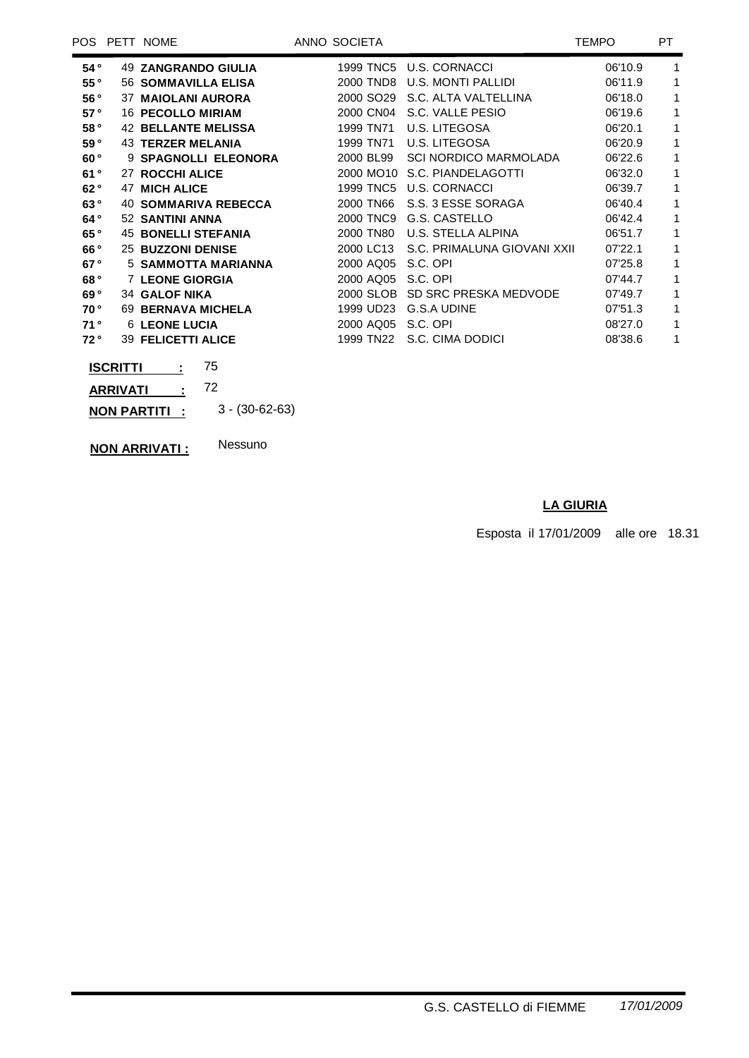| POS | PETT | NOME | ANNO | SOCIETA | | TEMPO | PT |
|---|---|---|---|---|---|---|---|
| **54°** | 49 | **ZANGRANDO GIULIA** | 1999 | TNC5 | U.S. CORNACCI | 06'10.9 | 1 |
| **55°** | 56 | **SOMMAVILLA ELISA** | 2000 | TND8 | U.S. MONTI PALLIDI | 06'11.9 | 1 |
| **56°** | 37 | **MAIOLANI AURORA** | 2000 | SO29 | S.C. ALTA VALTELLINA | 06'18.0 | 1 |
| **57°** | 16 | **PECOLLO MIRIAM** | 2000 | CN04 | S.C. VALLE PESIO | 06'19.6 | 1 |
| **58°** | 42 | **BELLANTE MELISSA** | 1999 | TN71 | U.S. LITEGOSA | 06'20.1 | 1 |
| **59°** | 43 | **TERZER MELANIA** | 1999 | TN71 | U.S. LITEGOSA | 06'20.9 | 1 |
| **60°** | 9 | **SPAGNOLLI ELEONORA** | 2000 | BL99 | SCI NORDICO MARMOLADA | 06'22.6 | 1 |
| **61°** | 27 | **ROCCHI ALICE** | 2000 | MO10 | S.C. PIANDELAGOTTI | 06'32.0 | 1 |
| **62°** | 47 | **MICH ALICE** | 1999 | TNC5 | U.S. CORNACCI | 06'39.7 | 1 |
| **63°** | 40 | **SOMMARIVA REBECCA** | 2000 | TN66 | S.S. 3 ESSE SORAGA | 06'40.4 | 1 |
| **64°** | 52 | **SANTINI ANNA** | 2000 | TNC9 | G.S. CASTELLO | 06'42.4 | 1 |
| **65°** | 45 | **BONELLI STEFANIA** | 2000 | TN80 | U.S. STELLA ALPINA | 06'51.7 | 1 |
| **66°** | 25 | **BUZZONI DENISE** | 2000 | LC13 | S.C. PRIMALUNA GIOVANI XXII | 07'22.1 | 1 |
| **67°** | 5 | **SAMMOTTA MARIANNA** | 2000 | AQ05 | S.C. OPI | 07'25.8 | 1 |
| **68°** | 7 | **LEONE GIORGIA** | 2000 | AQ05 | S.C. OPI | 07'44.7 | 1 |
| **69°** | 34 | **GALOF NIKA** | 2000 | SLOB | SD SRC PRESKA MEDVODE | 07'49.7 | 1 |
| **70°** | 69 | **BERNAVA MICHELA** | 1999 | UD23 | G.S.A UDINE | 07'51.3 | 1 |
| **71°** | 6 | **LEONE LUCIA** | 2000 | AQ05 | S.C. OPI | 08'27.0 | 1 |
| **72°** | 39 | **FELICETTI ALICE** | 1999 | TN22 | S.C. CIMA DODICI | 08'38.6 | 1 |

**ISCRITTI :** 75

**ARRIVATI :** 72

**NON PARTITI :** 3 - (30-62-63)

**NON ARRIVATI :** Nessuno

**LA GIURIA**

Esposta il 17/01/2009 alle ore 18.31